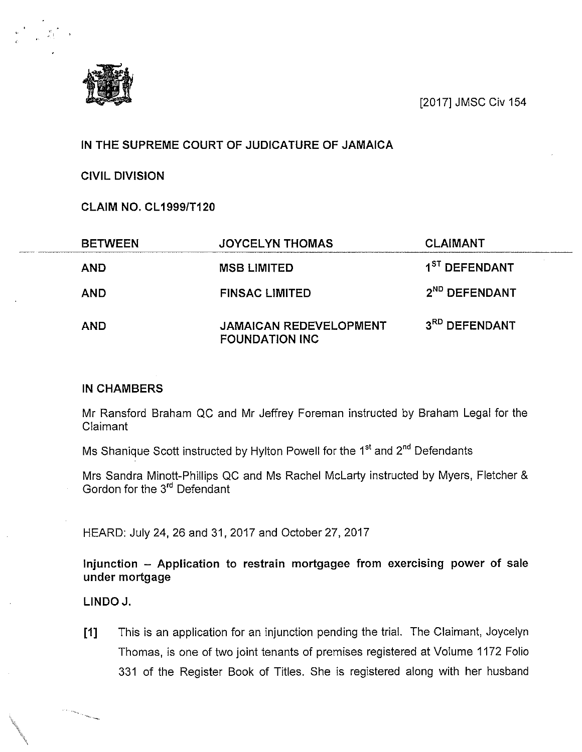[2017] JMSC Civ 154

**IN THE SUPREME COURT OF JUDICATURE OF JAMAICA**

**CIVIL DIVISION**

**CLAIM NO. CL1999/T120**

| | | |
|---|---|---|
| **BETWEEN** | **JOYCELYN THOMAS** | **CLAIMANT** |
| **AND** | **MSB LIMITED** | **1ST DEFENDANT** |
| **AND** | **FINSAC LIMITED** | **2ND DEFENDANT** |
| **AND** | **JAMAICAN REDEVELOPMENT FOUNDATION INC** | **3RD DEFENDANT** |

**IN CHAMBERS**

Mr Ransford Braham QC and Mr Jeffrey Foreman instructed by Braham Legal for the Claimant

Ms Shanique Scott instructed by Hylton Powell for the 1st and 2nd Defendants

Mrs Sandra Minott-Phillips QC and Ms Rachel McLarty instructed by Myers, Fletcher & Gordon for the 3rd Defendant

HEARD: July 24, 26 and 31, 2017 and October 27, 2017

**Injunction – Application to restrain mortgagee from exercising power of sale under mortgage**

**LINDO J.**

**[1]** This is an application for an injunction pending the trial. The Claimant, Joycelyn Thomas, is one of two joint tenants of premises registered at Volume 1172 Folio 331 of the Register Book of Titles. She is registered along with her husband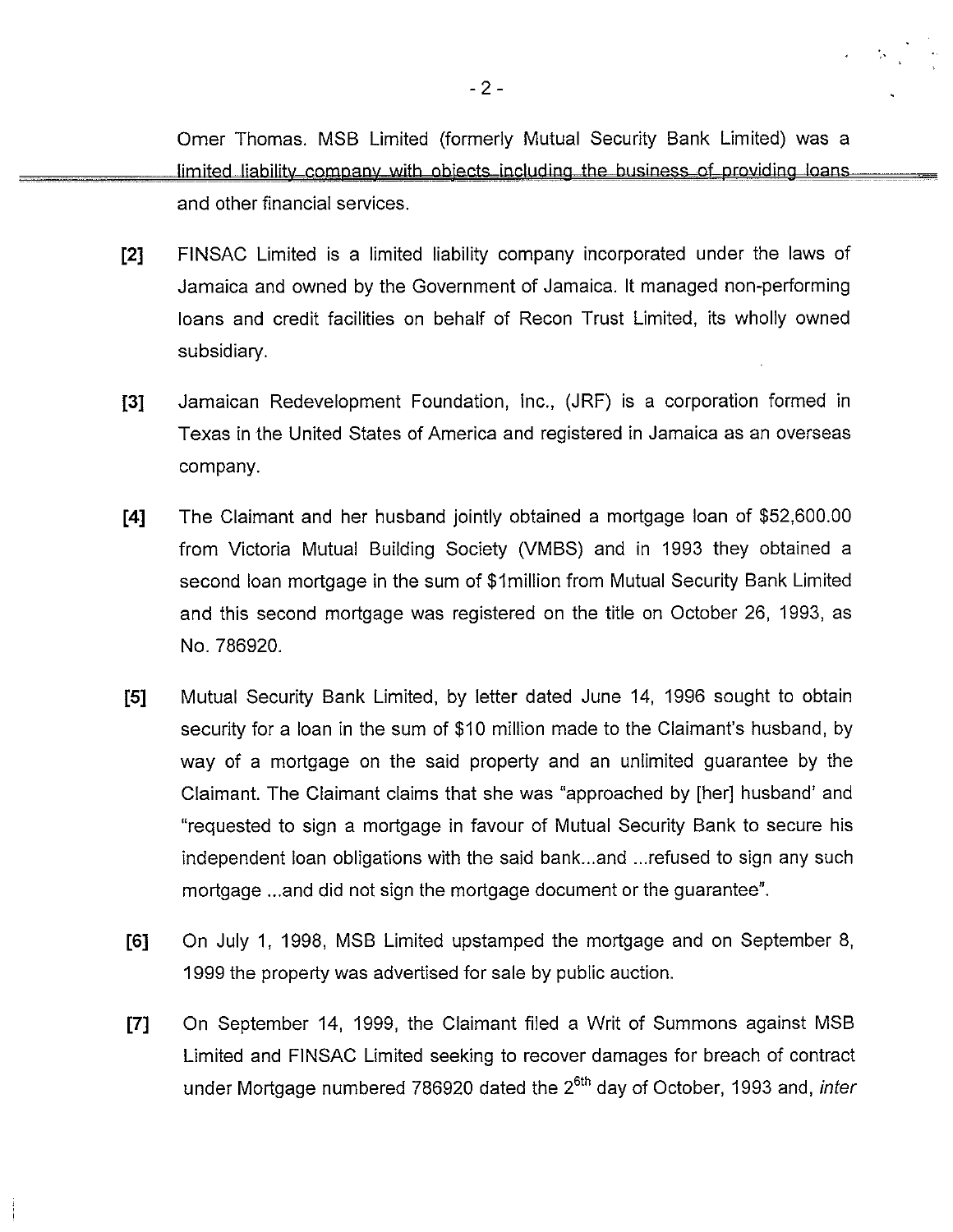Omer Thomas. MSB Limited (formerly Mutual Security Bank Limited) was a limited liability company with objects including the business of providing loans and other financial services.

**[2]** FINSAC Limited is a limited liability company incorporated under the laws of Jamaica and owned by the Government of Jamaica. It managed non-performing loans and credit facilities on behalf of Recon Trust Limited, its wholly owned subsidiary.

**[3]** Jamaican Redevelopment Foundation, Inc., (JRF) is a corporation formed in Texas in the United States of America and registered in Jamaica as an overseas company.

**[4]** The Claimant and her husband jointly obtained a mortgage loan of $52,600.00 from Victoria Mutual Building Society (VMBS) and in 1993 they obtained a second loan mortgage in the sum of $1million from Mutual Security Bank Limited and this second mortgage was registered on the title on October 26, 1993, as No. 786920.

**[5]** Mutual Security Bank Limited, by letter dated June 14, 1996 sought to obtain security for a loan in the sum of $10 million made to the Claimant's husband, by way of a mortgage on the said property and an unlimited guarantee by the Claimant. The Claimant claims that she was "approached by [her] husband' and "requested to sign a mortgage in favour of Mutual Security Bank to secure his independent loan obligations with the said bank...and ...refused to sign any such mortgage ...and did not sign the mortgage document or the guarantee".

**[6]** On July 1, 1998, MSB Limited upstamped the mortgage and on September 8, 1999 the property was advertised for sale by public auction.

**[7]** On September 14, 1999, the Claimant filed a Writ of Summons against MSB Limited and FINSAC Limited seeking to recover damages for breach of contract under Mortgage numbered 786920 dated the 2[6th] day of October, 1993 and, *inter*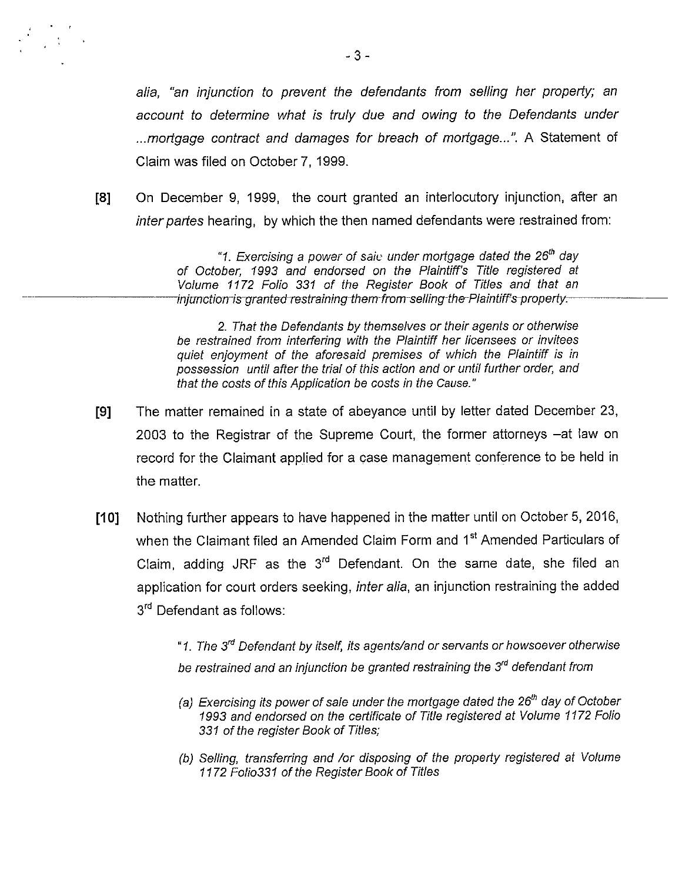*alia*, *"an injunction to prevent the defendants from selling her property; an account to determine what is truly due and owing to the Defendants under ...mortgage contract and damages for breach of mortgage..."*. A Statement of Claim was filed on October 7, 1999.

**[8]** On December 9, 1999, the court granted an interlocutory injunction, after an *inter partes* hearing, by which the then named defendants were restrained from:

> *"1. Exercising a power of sale under mortgage dated the 26th day of October, 1993 and endorsed on the Plaintiff's Title registered at Volume 1172 Folio 331 of the Register Book of Titles and that an injunction is granted restraining them from selling the Plaintiff's property.*
>
> *2. That the Defendants by themselves or their agents or otherwise be restrained from interfering with the Plaintiff her licensees or invitees quiet enjoyment of the aforesaid premises of which the Plaintiff is in possession until after the trial of this action and or until further order, and that the costs of this Application be costs in the Cause."*

**[9]** The matter remained in a state of abeyance until by letter dated December 23, 2003 to the Registrar of the Supreme Court, the former attorneys –at law on record for the Claimant applied for a case management conference to be held in the matter.

**[10]** Nothing further appears to have happened in the matter until on October 5, 2016, when the Claimant filed an Amended Claim Form and 1st Amended Particulars of Claim, adding JRF as the 3rd Defendant. On the same date, she filed an application for court orders seeking, *inter alia*, an injunction restraining the added 3rd Defendant as follows:

> *"1. The 3rd Defendant by itself, its agents/and or servants or howsoever otherwise be restrained and an injunction be granted restraining the 3rd defendant from*
>
> *(a) Exercising its power of sale under the mortgage dated the 26th day of October 1993 and endorsed on the certificate of Title registered at Volume 1172 Folio 331 of the register Book of Titles;*
>
> *(b) Selling, transferring and /or disposing of the property registered at Volume 1172 Folio331 of the Register Book of Titles*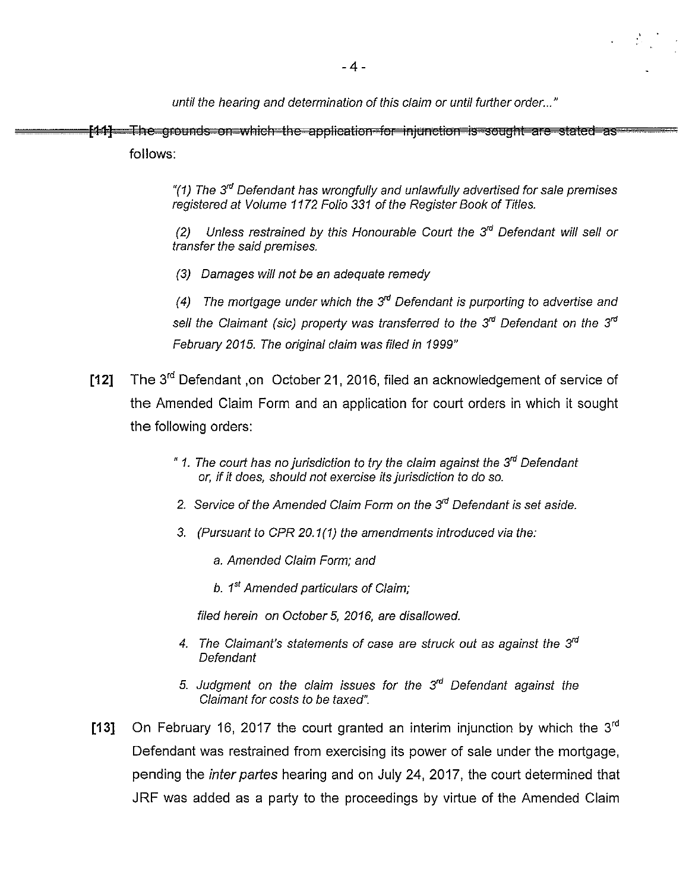*until the hearing and determination of this claim or until further order..."*

**[11]** The grounds on which the application for injunction is sought are stated as follows:

> *"(1) The 3rd Defendant has wrongfully and unlawfully advertised for sale premises registered at Volume 1172 Folio 331 of the Register Book of Titles.*
>
> *(2) Unless restrained by this Honourable Court the 3rd Defendant will sell or transfer the said premises.*
>
> *(3) Damages will not be an adequate remedy*
>
> *(4) The mortgage under which the 3rd Defendant is purporting to advertise and sell the Claimant (sic) property was transferred to the 3rd Defendant on the 3rd February 2015. The original claim was filed in 1999"*

**[12]** The 3rd Defendant ,on October 21, 2016, filed an acknowledgement of service of the Amended Claim Form and an application for court orders in which it sought the following orders:

> *" 1. The court has no jurisdiction to try the claim against the 3rd Defendant or, if it does, should not exercise its jurisdiction to do so.*
>
> *2. Service of the Amended Claim Form on the 3rd Defendant is set aside.*
>
> *3. (Pursuant to CPR 20.1(1) the amendments introduced via the:*
>
> *a. Amended Claim Form; and*
>
> *b. 1st Amended particulars of Claim;*
>
> *filed herein on October 5, 2016, are disallowed.*
>
> *4. The Claimant's statements of case are struck out as against the 3rd Defendant*
>
> *5. Judgment on the claim issues for the 3rd Defendant against the Claimant for costs to be taxed".*

**[13]** On February 16, 2017 the court granted an interim injunction by which the 3rd Defendant was restrained from exercising its power of sale under the mortgage, pending the *inter partes* hearing and on July 24, 2017, the court determined that JRF was added as a party to the proceedings by virtue of the Amended Claim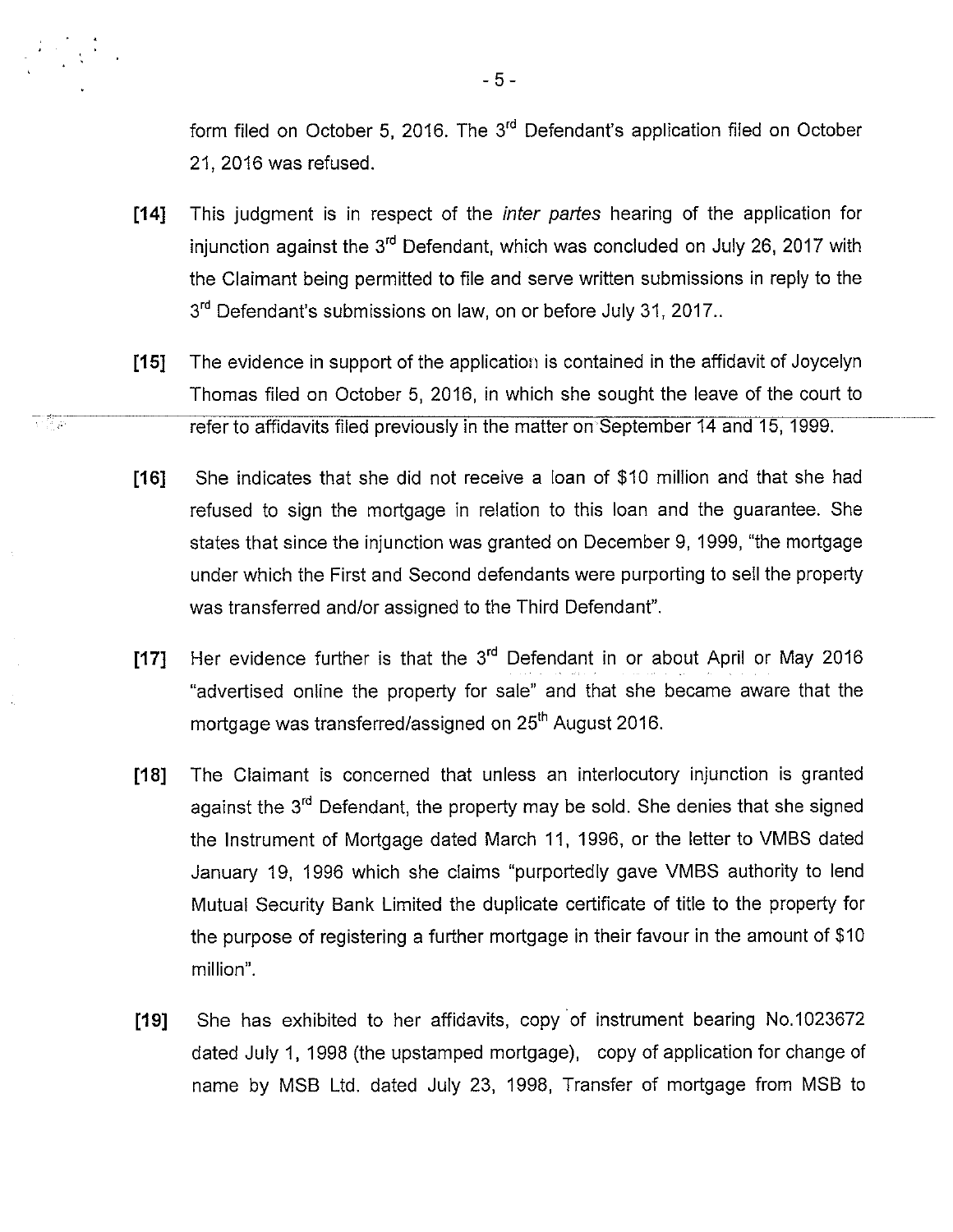form filed on October 5, 2016. The 3rd Defendant's application filed on October 21, 2016 was refused.

**[14]** This judgment is in respect of the *inter partes* hearing of the application for injunction against the 3rd Defendant, which was concluded on July 26, 2017 with the Claimant being permitted to file and serve written submissions in reply to the 3rd Defendant's submissions on law, on or before July 31, 2017..

**[15]** The evidence in support of the application is contained in the affidavit of Joycelyn Thomas filed on October 5, 2016, in which she sought the leave of the court to refer to affidavits filed previously in the matter on September 14 and 15, 1999.

**[16]** She indicates that she did not receive a loan of $10 million and that she had refused to sign the mortgage in relation to this loan and the guarantee. She states that since the injunction was granted on December 9, 1999, "the mortgage under which the First and Second defendants were purporting to sell the property was transferred and/or assigned to the Third Defendant".

**[17]** Her evidence further is that the 3rd Defendant in or about April or May 2016 "advertised online the property for sale" and that she became aware that the mortgage was transferred/assigned on 25th August 2016.

**[18]** The Claimant is concerned that unless an interlocutory injunction is granted against the 3rd Defendant, the property may be sold. She denies that she signed the Instrument of Mortgage dated March 11, 1996, or the letter to VMBS dated January 19, 1996 which she claims "purportedly gave VMBS authority to lend Mutual Security Bank Limited the duplicate certificate of title to the property for the purpose of registering a further mortgage in their favour in the amount of $10 million".

**[19]** She has exhibited to her affidavits, copy of instrument bearing No.1023672 dated July 1, 1998 (the upstamped mortgage), copy of application for change of name by MSB Ltd. dated July 23, 1998, Transfer of mortgage from MSB to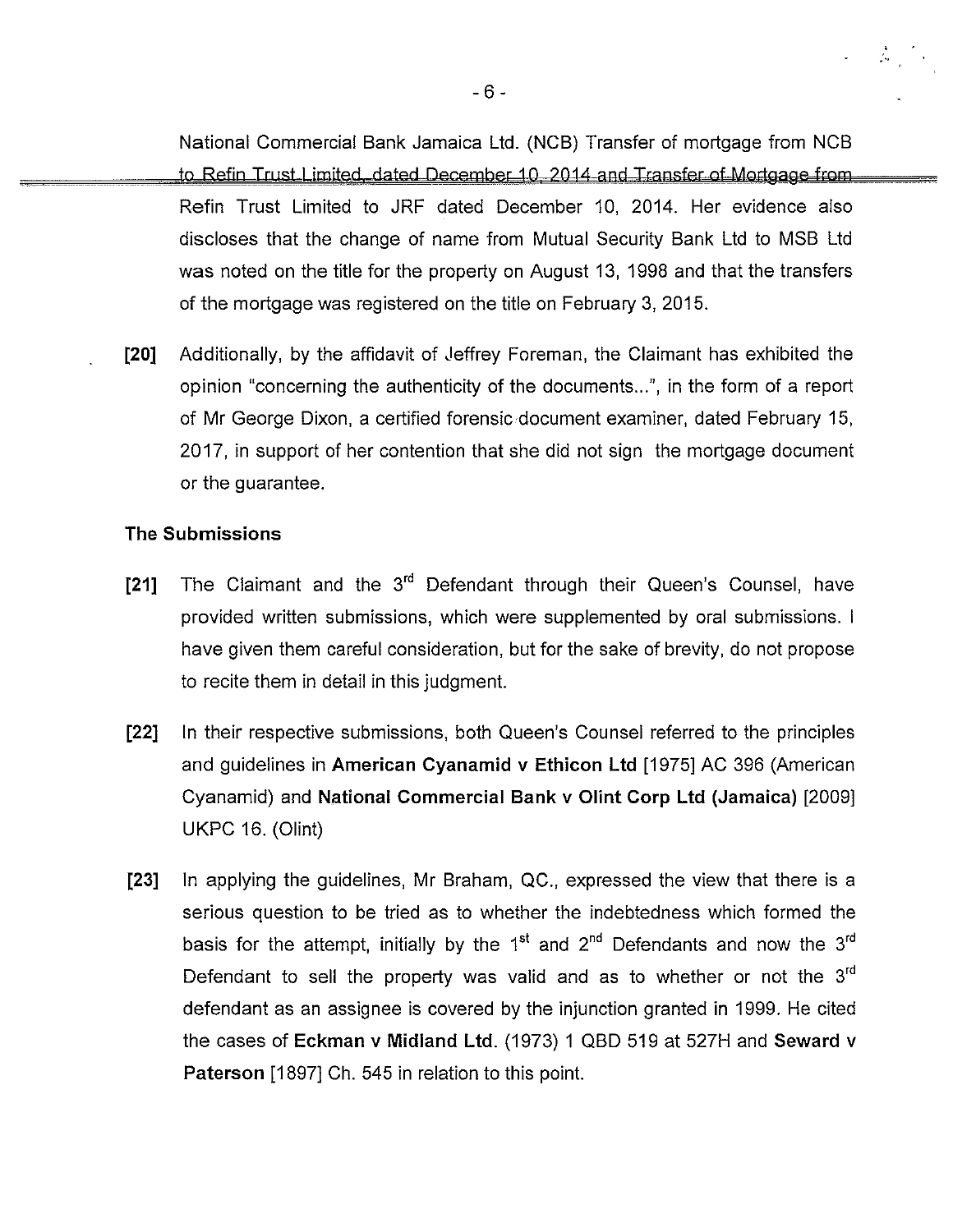National Commercial Bank Jamaica Ltd. (NCB) Transfer of mortgage from NCB to Refin Trust Limited, dated December 10, 2014 and Transfer of Mortgage from Refin Trust Limited to JRF dated December 10, 2014. Her evidence also discloses that the change of name from Mutual Security Bank Ltd to MSB Ltd was noted on the title for the property on August 13, 1998 and that the transfers of the mortgage was registered on the title on February 3, 2015.

[20] Additionally, by the affidavit of Jeffrey Foreman, the Claimant has exhibited the opinion "concerning the authenticity of the documents...", in the form of a report of Mr George Dixon, a certified forensic document examiner, dated February 15, 2017, in support of her contention that she did not sign the mortgage document or the guarantee.

## The Submissions

[21] The Claimant and the 3rd Defendant through their Queen's Counsel, have provided written submissions, which were supplemented by oral submissions. I have given them careful consideration, but for the sake of brevity, do not propose to recite them in detail in this judgment.

[22] In their respective submissions, both Queen's Counsel referred to the principles and guidelines in **American Cyanamid v Ethicon Ltd** [1975] AC 396 (American Cyanamid) and **National Commercial Bank v Olint Corp Ltd (Jamaica)** [2009] UKPC 16. (Olint)

[23] In applying the guidelines, Mr Braham, QC., expressed the view that there is a serious question to be tried as to whether the indebtedness which formed the basis for the attempt, initially by the 1st and 2nd Defendants and now the 3rd Defendant to sell the property was valid and as to whether or not the 3rd defendant as an assignee is covered by the injunction granted in 1999. He cited the cases of **Eckman v Midland Ltd.** (1973) 1 QBD 519 at 527H and **Seward v Paterson** [1897] Ch. 545 in relation to this point.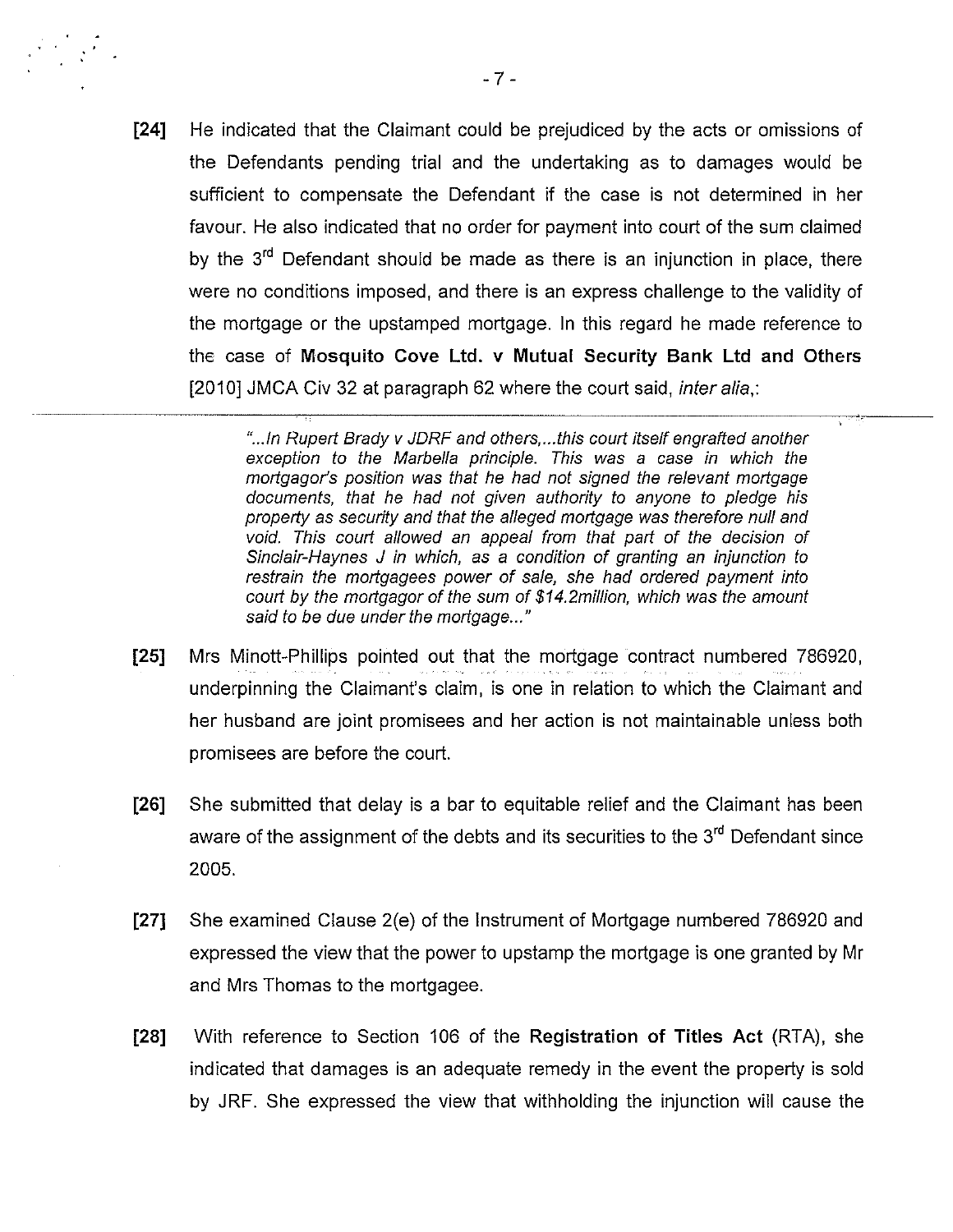**[24]** He indicated that the Claimant could be prejudiced by the acts or omissions of the Defendants pending trial and the undertaking as to damages would be sufficient to compensate the Defendant if the case is not determined in her favour. He also indicated that no order for payment into court of the sum claimed by the 3rd Defendant should be made as there is an injunction in place, there were no conditions imposed, and there is an express challenge to the validity of the mortgage or the upstamped mortgage. In this regard he made reference to the case of **Mosquito Cove Ltd. v Mutual Security Bank Ltd and Others** [2010] JMCA Civ 32 at paragraph 62 where the court said, *inter alia*,:

> *"...In Rupert Brady v JDRF and others,...this court itself engrafted another exception to the Marbella principle. This was a case in which the mortgagor's position was that he had not signed the relevant mortgage documents, that he had not given authority to anyone to pledge his property as security and that the alleged mortgage was therefore null and void. This court allowed an appeal from that part of the decision of Sinclair-Haynes J in which, as a condition of granting an injunction to restrain the mortgagees power of sale, she had ordered payment into court by the mortgagor of the sum of $14.2million, which was the amount said to be due under the mortgage..."*

**[25]** Mrs Minott-Phillips pointed out that the mortgage contract numbered 786920, underpinning the Claimant's claim, is one in relation to which the Claimant and her husband are joint promisees and her action is not maintainable unless both promisees are before the court.

**[26]** She submitted that delay is a bar to equitable relief and the Claimant has been aware of the assignment of the debts and its securities to the 3rd Defendant since 2005.

**[27]** She examined Clause 2(e) of the Instrument of Mortgage numbered 786920 and expressed the view that the power to upstamp the mortgage is one granted by Mr and Mrs Thomas to the mortgagee.

**[28]** With reference to Section 106 of the **Registration of Titles Act** (RTA), she indicated that damages is an adequate remedy in the event the property is sold by JRF. She expressed the view that withholding the injunction will cause the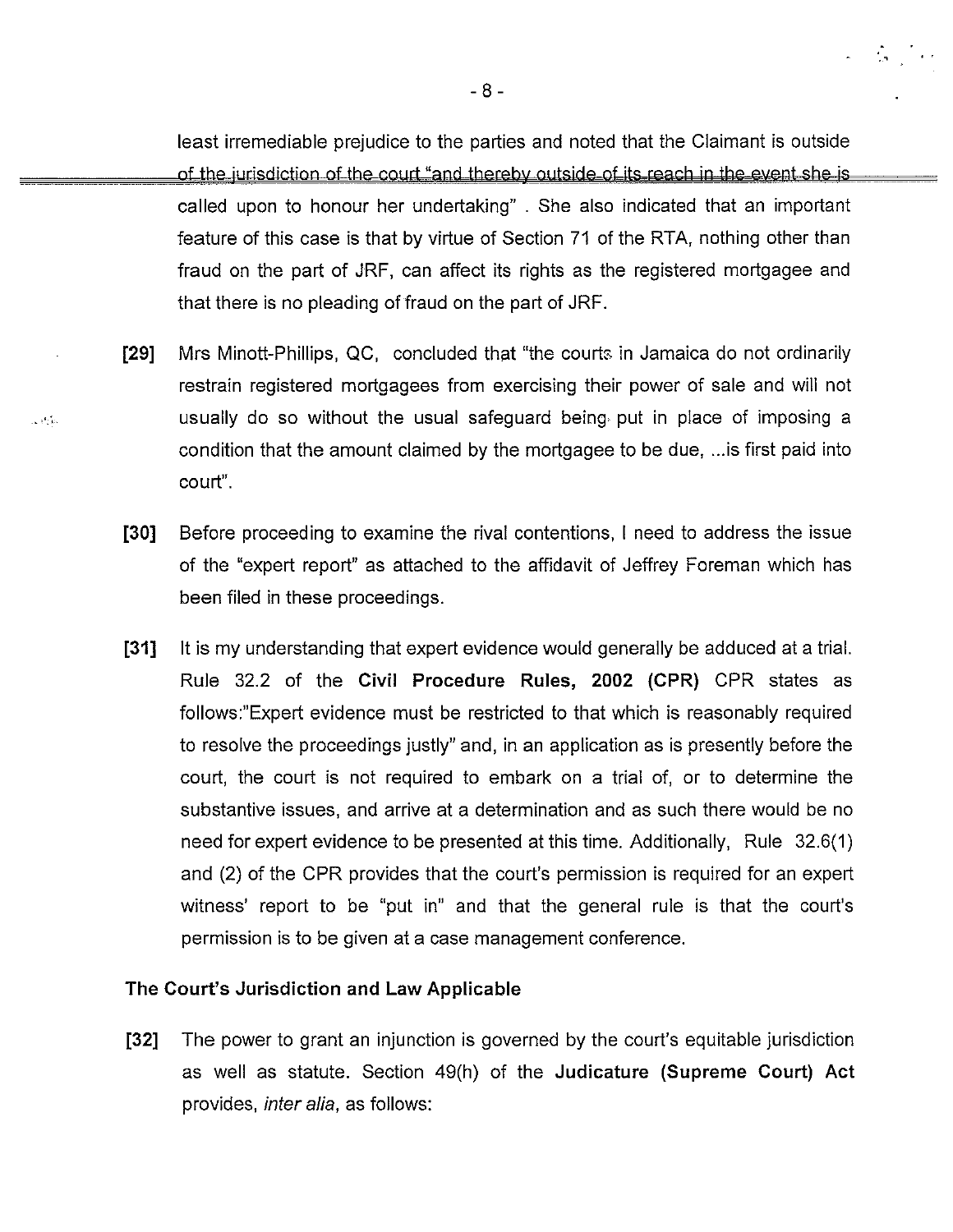least irremediable prejudice to the parties and noted that the Claimant is outside of the jurisdiction of the court "and thereby outside of its reach in the event she is called upon to honour her undertaking" . She also indicated that an important feature of this case is that by virtue of Section 71 of the RTA, nothing other than fraud on the part of JRF, can affect its rights as the registered mortgagee and that there is no pleading of fraud on the part of JRF.

**[29]** Mrs Minott-Phillips, QC, concluded that "the courts in Jamaica do not ordinarily restrain registered mortgagees from exercising their power of sale and will not usually do so without the usual safeguard being put in place of imposing a condition that the amount claimed by the mortgagee to be due, ...is first paid into court".

**[30]** Before proceeding to examine the rival contentions, I need to address the issue of the "expert report" as attached to the affidavit of Jeffrey Foreman which has been filed in these proceedings.

**[31]** It is my understanding that expert evidence would generally be adduced at a trial. Rule 32.2 of the **Civil Procedure Rules, 2002 (CPR)** CPR states as follows:"Expert evidence must be restricted to that which is reasonably required to resolve the proceedings justly" and, in an application as is presently before the court, the court is not required to embark on a trial of, or to determine the substantive issues, and arrive at a determination and as such there would be no need for expert evidence to be presented at this time. Additionally, Rule 32.6(1) and (2) of the CPR provides that the court's permission is required for an expert witness' report to be "put in" and that the general rule is that the court's permission is to be given at a case management conference.

### The Court's Jurisdiction and Law Applicable

**[32]** The power to grant an injunction is governed by the court's equitable jurisdiction as well as statute. Section 49(h) of the **Judicature (Supreme Court) Act** provides, *inter alia*, as follows: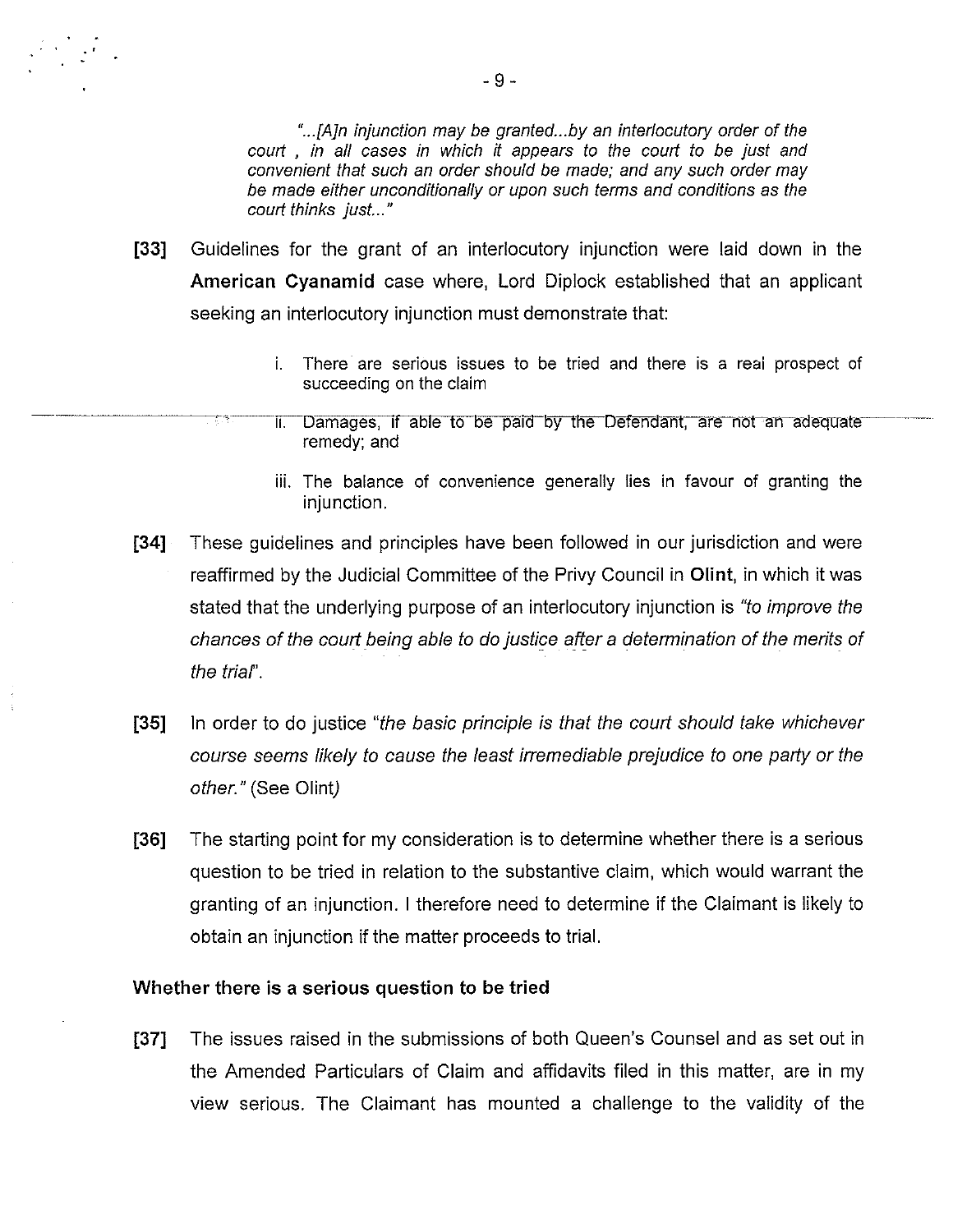> *"...[A]n injunction may be granted...by an interlocutory order of the court , in all cases in which it appears to the court to be just and convenient that such an order should be made; and any such order may be made either unconditionally or upon such terms and conditions as the court thinks just..."*

**[33]** Guidelines for the grant of an interlocutory injunction were laid down in the **American Cyanamid** case where, Lord Diplock established that an applicant seeking an interlocutory injunction must demonstrate that:

> i. There are serious issues to be tried and there is a real prospect of succeeding on the claim
>
> ii. Damages, if able to be paid by the Defendant, are not an adequate remedy; and
>
> iii. The balance of convenience generally lies in favour of granting the injunction.

**[34]** These guidelines and principles have been followed in our jurisdiction and were reaffirmed by the Judicial Committee of the Privy Council in **Olint**, in which it was stated that the underlying purpose of an interlocutory injunction is *"to improve the chances of the court being able to do justice after a determination of the merits of the trial*".

**[35]** In order to do justice "*the basic principle is that the court should take whichever course seems likely to cause the least irremediable prejudice to one party or the other."* (See Olint)

**[36]** The starting point for my consideration is to determine whether there is a serious question to be tried in relation to the substantive claim, which would warrant the granting of an injunction. I therefore need to determine if the Claimant is likely to obtain an injunction if the matter proceeds to trial.

**Whether there is a serious question to be tried**

**[37]** The issues raised in the submissions of both Queen's Counsel and as set out in the Amended Particulars of Claim and affidavits filed in this matter, are in my view serious. The Claimant has mounted a challenge to the validity of the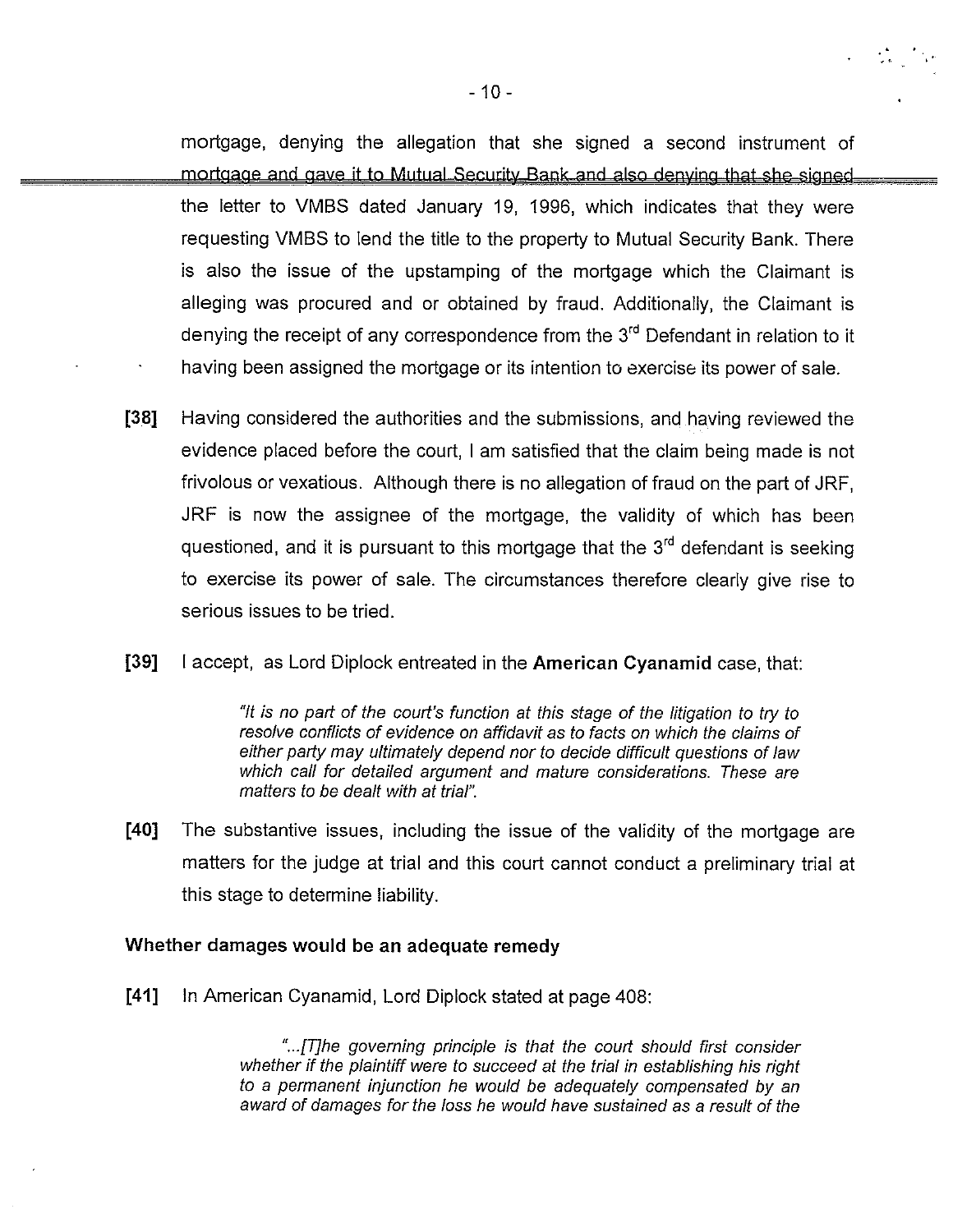mortgage, denying the allegation that she signed a second instrument of mortgage and gave it to Mutual Security Bank and also denying that she signed the letter to VMBS dated January 19, 1996, which indicates that they were requesting VMBS to lend the title to the property to Mutual Security Bank. There is also the issue of the upstamping of the mortgage which the Claimant is alleging was procured and or obtained by fraud. Additionally, the Claimant is denying the receipt of any correspondence from the 3rd Defendant in relation to it having been assigned the mortgage or its intention to exercise its power of sale.

**[38]** Having considered the authorities and the submissions, and having reviewed the evidence placed before the court, I am satisfied that the claim being made is not frivolous or vexatious. Although there is no allegation of fraud on the part of JRF, JRF is now the assignee of the mortgage, the validity of which has been questioned, and it is pursuant to this mortgage that the 3rd defendant is seeking to exercise its power of sale. The circumstances therefore clearly give rise to serious issues to be tried.

**[39]** I accept, as Lord Diplock entreated in the **American Cyanamid** case, that:

> *"It is no part of the court's function at this stage of the litigation to try to resolve conflicts of evidence on affidavit as to facts on which the claims of either party may ultimately depend nor to decide difficult questions of law which call for detailed argument and mature considerations. These are matters to be dealt with at trial".*

**[40]** The substantive issues, including the issue of the validity of the mortgage are matters for the judge at trial and this court cannot conduct a preliminary trial at this stage to determine liability.

### Whether damages would be an adequate remedy

**[41]** In American Cyanamid, Lord Diplock stated at page 408:

> *"...[T]he governing principle is that the court should first consider whether if the plaintiff were to succeed at the trial in establishing his right to a permanent injunction he would be adequately compensated by an award of damages for the loss he would have sustained as a result of the*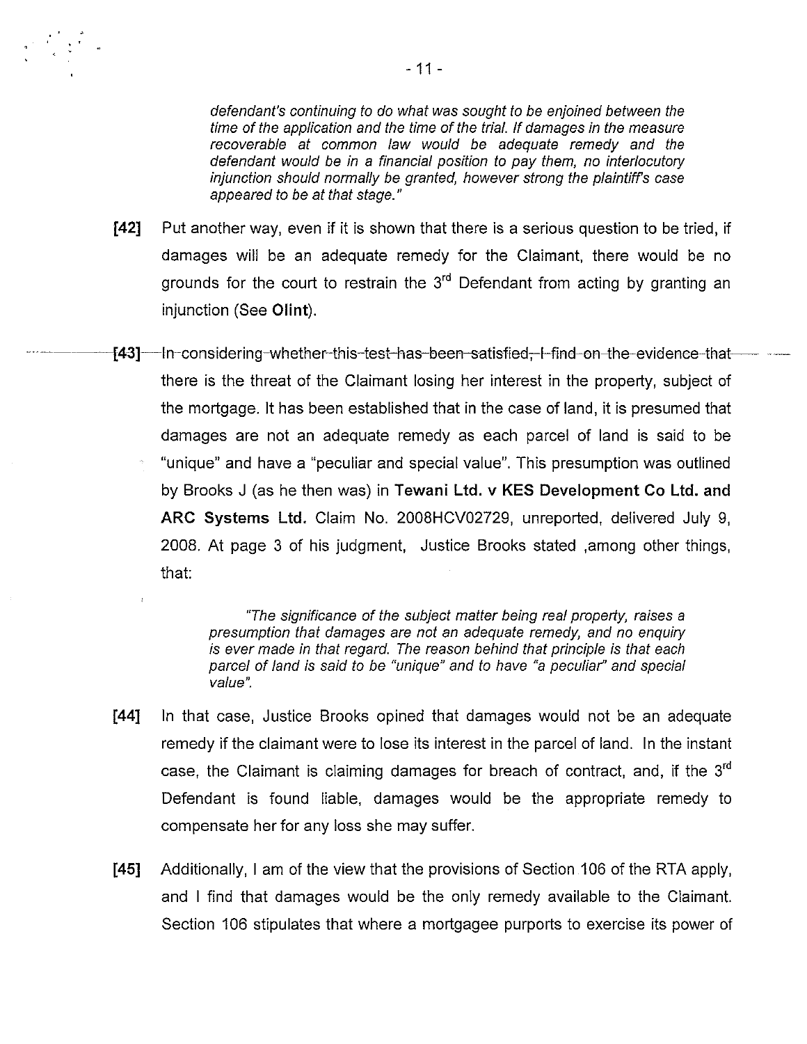> *defendant's continuing to do what was sought to be enjoined between the time of the application and the time of the trial. If damages in the measure recoverable at common law would be adequate remedy and the defendant would be in a financial position to pay them, no interlocutory injunction should normally be granted, however strong the plaintiff's case appeared to be at that stage."*

**[42]** Put another way, even if it is shown that there is a serious question to be tried, if damages will be an adequate remedy for the Claimant, there would be no grounds for the court to restrain the 3rd Defendant from acting by granting an injunction (See **Olint**).

**[43]** In considering whether this test has been satisfied, I find on the evidence that there is the threat of the Claimant losing her interest in the property, subject of the mortgage. It has been established that in the case of land, it is presumed that damages are not an adequate remedy as each parcel of land is said to be "unique" and have a "peculiar and special value". This presumption was outlined by Brooks J (as he then was) in **Tewani Ltd. v KES Development Co Ltd. and ARC Systems Ltd.** Claim No. 2008HCV02729, unreported, delivered July 9, 2008. At page 3 of his judgment, Justice Brooks stated ,among other things, that:

> *"The significance of the subject matter being real property, raises a presumption that damages are not an adequate remedy, and no enquiry is ever made in that regard. The reason behind that principle is that each parcel of land is said to be "unique" and to have "a peculiar" and special value".*

**[44]** In that case, Justice Brooks opined that damages would not be an adequate remedy if the claimant were to lose its interest in the parcel of land. In the instant case, the Claimant is claiming damages for breach of contract, and, if the 3rd Defendant is found liable, damages would be the appropriate remedy to compensate her for any loss she may suffer.

**[45]** Additionally, I am of the view that the provisions of Section 106 of the RTA apply, and I find that damages would be the only remedy available to the Claimant. Section 106 stipulates that where a mortgagee purports to exercise its power of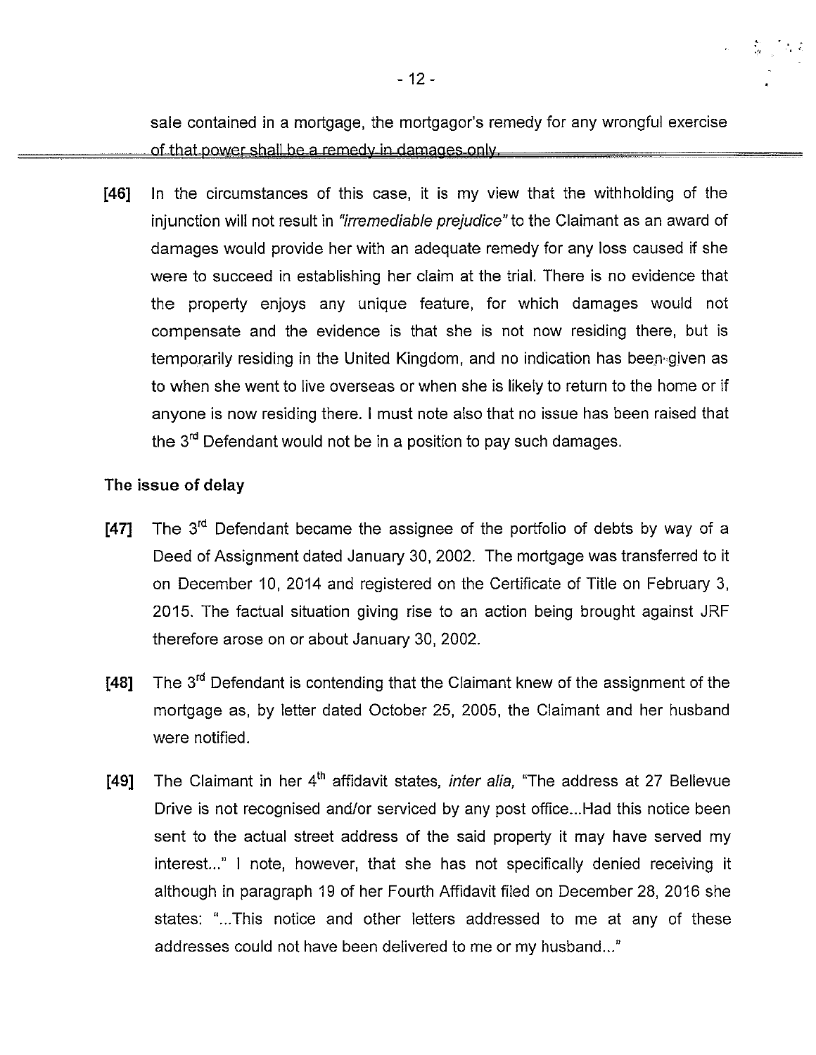sale contained in a mortgage, the mortgagor's remedy for any wrongful exercise of that power shall be a remedy in damages only.

**[46]** In the circumstances of this case, it is my view that the withholding of the injunction will not result in *"irremediable prejudice"* to the Claimant as an award of damages would provide her with an adequate remedy for any loss caused if she were to succeed in establishing her claim at the trial. There is no evidence that the property enjoys any unique feature, for which damages would not compensate and the evidence is that she is not now residing there, but is temporarily residing in the United Kingdom, and no indication has been given as to when she went to live overseas or when she is likely to return to the home or if anyone is now residing there. I must note also that no issue has been raised that the 3rd Defendant would not be in a position to pay such damages.

**The issue of delay**

**[47]** The 3rd Defendant became the assignee of the portfolio of debts by way of a Deed of Assignment dated January 30, 2002. The mortgage was transferred to it on December 10, 2014 and registered on the Certificate of Title on February 3, 2015. The factual situation giving rise to an action being brought against JRF therefore arose on or about January 30, 2002.

**[48]** The 3rd Defendant is contending that the Claimant knew of the assignment of the mortgage as, by letter dated October 25, 2005, the Claimant and her husband were notified.

**[49]** The Claimant in her 4th affidavit states, *inter alia,* "The address at 27 Bellevue Drive is not recognised and/or serviced by any post office...Had this notice been sent to the actual street address of the said property it may have served my interest..." I note, however, that she has not specifically denied receiving it although in paragraph 19 of her Fourth Affidavit filed on December 28, 2016 she states: "...This notice and other letters addressed to me at any of these addresses could not have been delivered to me or my husband..."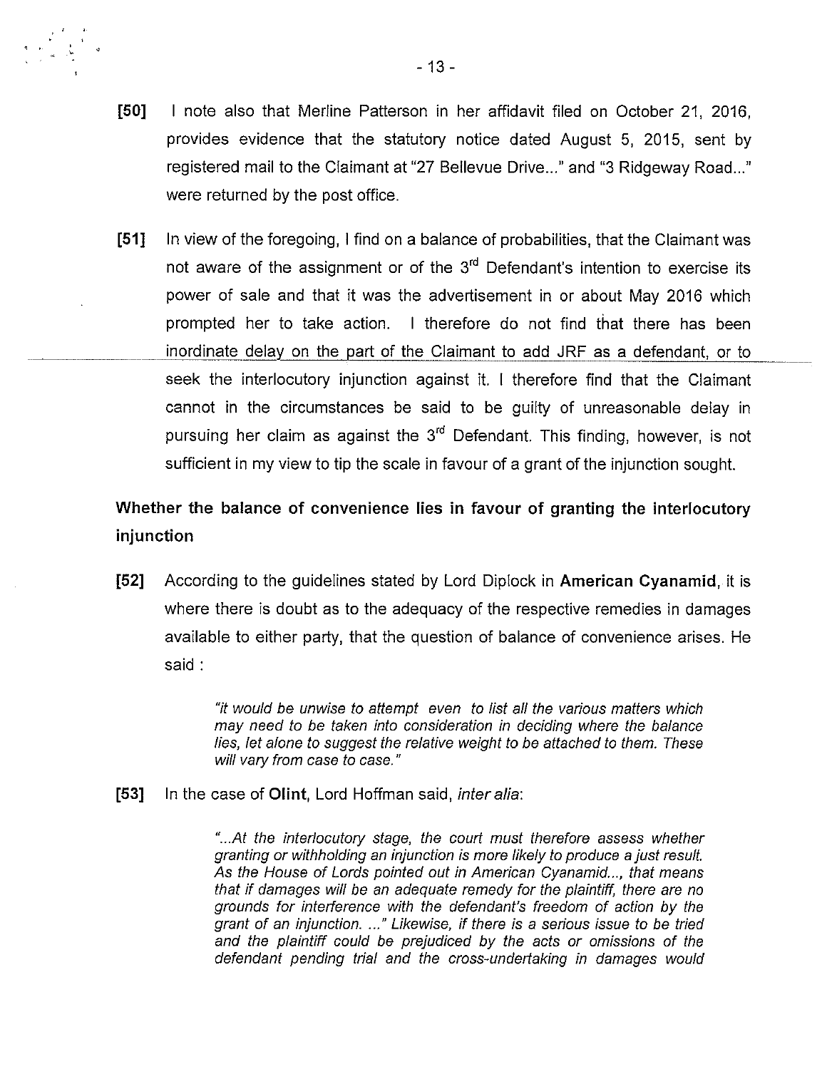**[50]** I note also that Merline Patterson in her affidavit filed on October 21, 2016, provides evidence that the statutory notice dated August 5, 2015, sent by registered mail to the Claimant at "27 Bellevue Drive..." and "3 Ridgeway Road..." were returned by the post office.

**[51]** In view of the foregoing, I find on a balance of probabilities, that the Claimant was not aware of the assignment or of the 3rd Defendant's intention to exercise its power of sale and that it was the advertisement in or about May 2016 which prompted her to take action. I therefore do not find that there has been inordinate delay on the part of the Claimant to add JRF as a defendant, or to seek the interlocutory injunction against it. I therefore find that the Claimant cannot in the circumstances be said to be guilty of unreasonable delay in pursuing her claim as against the 3rd Defendant. This finding, however, is not sufficient in my view to tip the scale in favour of a grant of the injunction sought.

## Whether the balance of convenience lies in favour of granting the interlocutory injunction

**[52]** According to the guidelines stated by Lord Diplock in **American Cyanamid**, it is where there is doubt as to the adequacy of the respective remedies in damages available to either party, that the question of balance of convenience arises. He said :

> *"it would be unwise to attempt even to list all the various matters which may need to be taken into consideration in deciding where the balance lies, let alone to suggest the relative weight to be attached to them. These will vary from case to case."*

**[53]** In the case of **Olint**, Lord Hoffman said, *inter alia*:

> *"...At the interlocutory stage, the court must therefore assess whether granting or withholding an injunction is more likely to produce a just result. As the House of Lords pointed out in American Cyanamid..., that means that if damages will be an adequate remedy for the plaintiff, there are no grounds for interference with the defendant's freedom of action by the grant of an injunction. ..." Likewise, if there is a serious issue to be tried and the plaintiff could be prejudiced by the acts or omissions of the defendant pending trial and the cross-undertaking in damages would*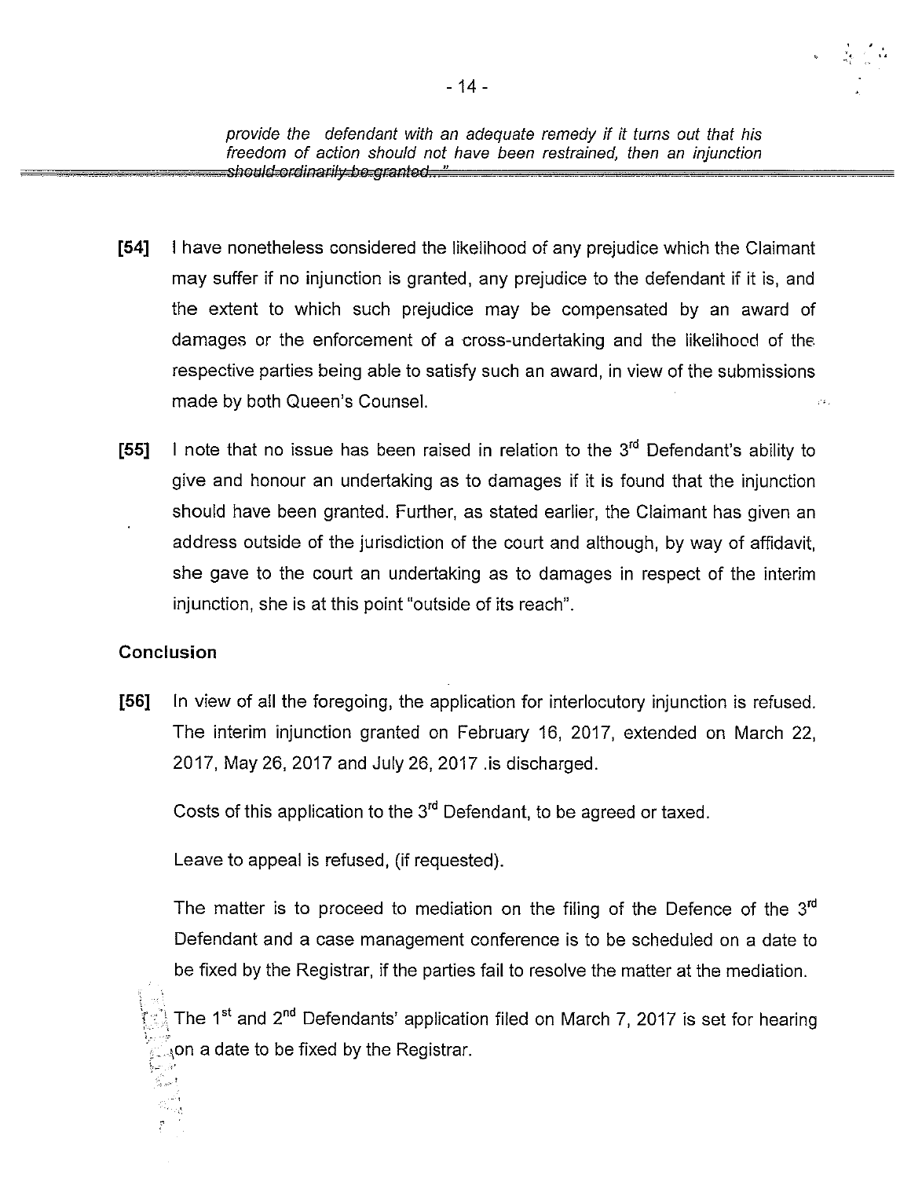*provide the defendant with an adequate remedy if it turns out that his freedom of action should not have been restrained, then an injunction should ordinarily be granted..."*

**[54]** I have nonetheless considered the likelihood of any prejudice which the Claimant may suffer if no injunction is granted, any prejudice to the defendant if it is, and the extent to which such prejudice may be compensated by an award of damages or the enforcement of a cross-undertaking and the likelihood of the respective parties being able to satisfy such an award, in view of the submissions made by both Queen's Counsel.

**[55]** I note that no issue has been raised in relation to the 3rd Defendant's ability to give and honour an undertaking as to damages if it is found that the injunction should have been granted. Further, as stated earlier, the Claimant has given an address outside of the jurisdiction of the court and although, by way of affidavit, she gave to the court an undertaking as to damages in respect of the interim injunction, she is at this point "outside of its reach".

**Conclusion**

**[56]** In view of all the foregoing, the application for interlocutory injunction is refused. The interim injunction granted on February 16, 2017, extended on March 22, 2017, May 26, 2017 and July 26, 2017 .is discharged.

Costs of this application to the 3rd Defendant, to be agreed or taxed.

Leave to appeal is refused, (if requested).

The matter is to proceed to mediation on the filing of the Defence of the 3rd Defendant and a case management conference is to be scheduled on a date to be fixed by the Registrar, if the parties fail to resolve the matter at the mediation.

The 1st and 2nd Defendants' application filed on March 7, 2017 is set for hearing on a date to be fixed by the Registrar.